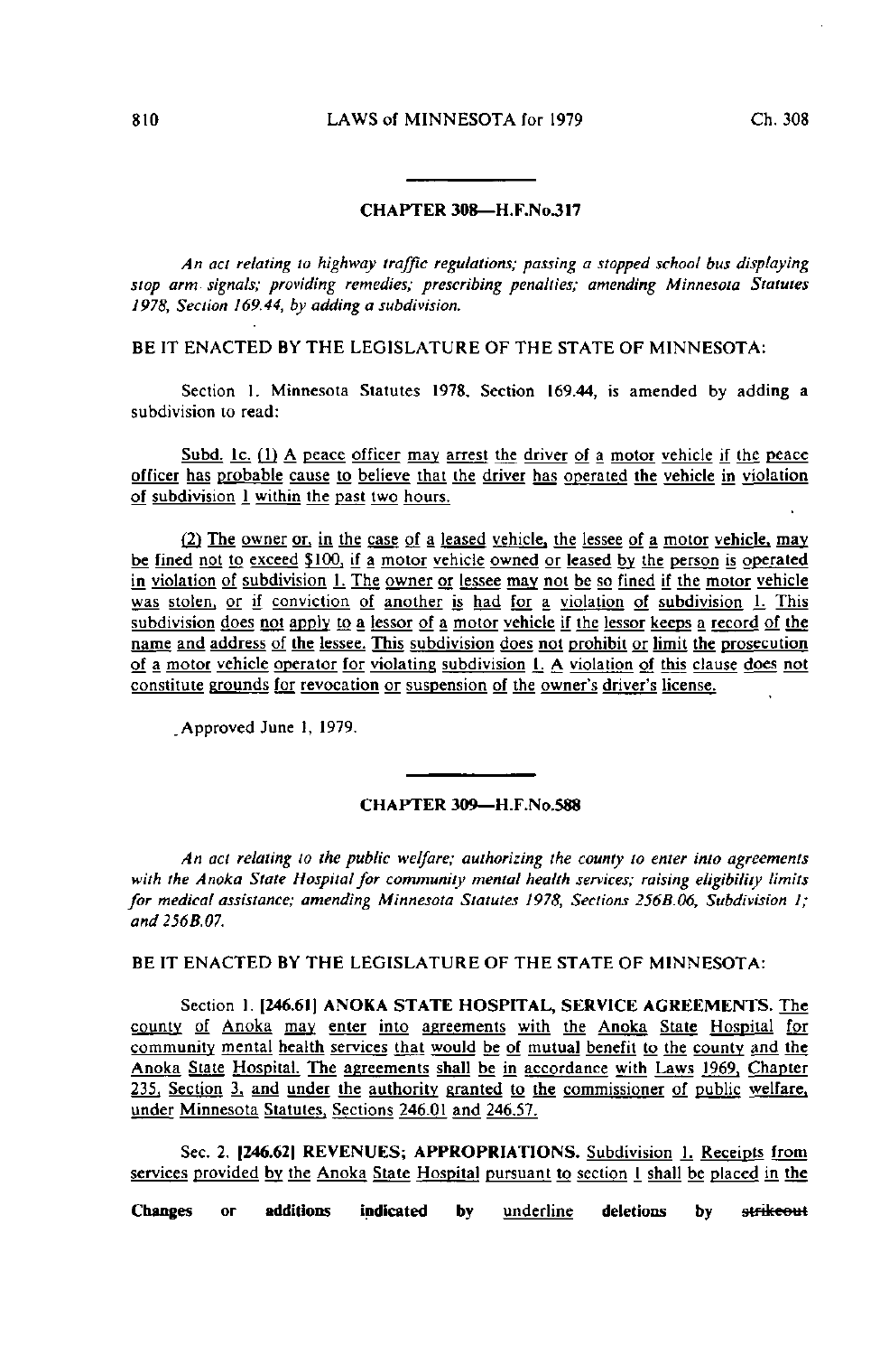## CHAPTER 308—H.F.No.317

*An act relating to highway traffic regulations; passing a stopped school bus displaying stop arm signals; providing remedies; prescribing penalties; amending Minnesota Statutes 1978, Section 169.44, by adding a subdivision.*

BE IT ENACTED BY THE LEGISLATURE OF THE STATE OF MINNESOTA:

Section 1. Minnesota Statutes 1978, Section 169.44, is amended by adding a subdivision to read:

Subd. 1c. (1) A peace officer may arrest the driver of a motor vehicle if the peace officer has probable cause to believe that the driver has operated the vehicle in violation of subdivision 1 within the past two hours.

(2) The owner or, in the case of a leased vehicle, the lessee of a motor vehicle, may be fined not to exceed $100, if a motor vehicle owned or leased by the person is operated in violation of subdivision 1. The owner or lessee may not be so fined if the motor vehicle was stolen, or if conviction of another is had for a violation of subdivision 1. This subdivision does not apply to a lessor of a motor vehicle if the lessor keeps a record of the name and address of the lessee. This subdivision does not prohibit or limit the prosecution of a motor vehicle operator for violating subdivision 1. A violation of this clause does not constitute grounds for revocation or suspension of the owner's driver's license.

Approved June 1, 1979.

## CHAPTER 309—H.F.No.588

*An act relating to the public welfare; authorizing the county to enter into agreements with the Anoka State Hospital for community mental health services; raising eligibility limits for medical assistance; amending Minnesota Statutes 1978, Sections 256B.06, Subdivision 1; and 256B.07.*

BE IT ENACTED BY THE LEGISLATURE OF THE STATE OF MINNESOTA:

Section 1. [246.61] **ANOKA STATE HOSPITAL, SERVICE AGREEMENTS.** The county of Anoka may enter into agreements with the Anoka State Hospital for community mental health services that would be of mutual benefit to the county and the Anoka State Hospital. The agreements shall be in accordance with Laws 1969, Chapter 235, Section 3, and under the authority granted to the commissioner of public welfare, under Minnesota Statutes, Sections 246.01 and 246.57.

Sec. 2. [246.62] **REVENUES; APPROPRIATIONS.** Subdivision 1. Receipts from services provided by the Anoka State Hospital pursuant to section 1 shall be placed in the

**Changes or additions indicated by** underline **deletions by** ~~strikeout~~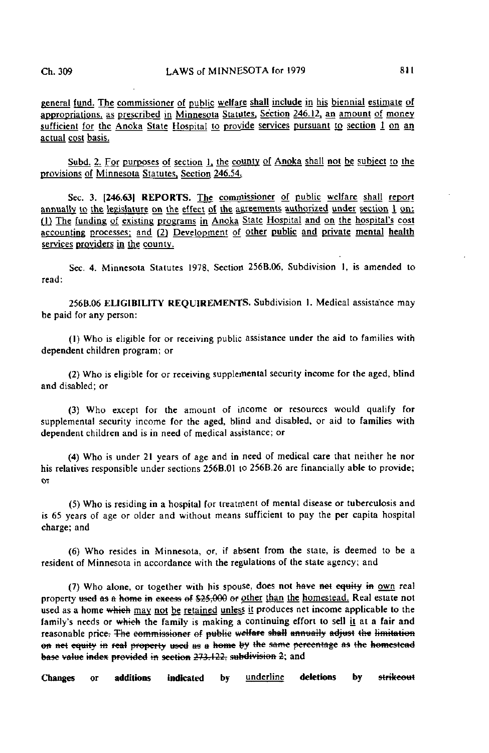general fund. The commissioner of public welfare shall include in his biennial estimate of appropriations, as prescribed in Minnesota Statutes, Section 246.12, an amount of money sufficient for the Anoka State Hospital to provide services pursuant to section 1 on an actual cost basis.

Subd. 2. For purposes of section 1, the county of Anoka shall not be subject to the provisions of Minnesota Statutes, Section 246.54.

Sec. 3. [246.63] **REPORTS.** The commissioner of public welfare shall report annually to the legislature on the effect of the agreements authorized under section 1 on: (1) The funding of existing programs in Anoka State Hospital and on the hospital's cost accounting processes; and (2) Development of other public and private mental health services providers in the county.

Sec. 4. Minnesota Statutes 1978, Section 256B.06, Subdivision 1, is amended to read:

256B.06 **ELIGIBILITY REQUIREMENTS.** Subdivision 1. Medical assistance may be paid for any person:

(1) Who is eligible for or receiving public assistance under the aid to families with dependent children program; or

(2) Who is eligible for or receiving supplemental security income for the aged, blind and disabled; or

(3) Who except for the amount of income or resources would qualify for supplemental security income for the aged, blind and disabled, or aid to families with dependent children and is in need of medical assistance; or

(4) Who is under 21 years of age and in need of medical care that neither he nor his relatives responsible under sections 256B.01 to 256B.26 are financially able to provide; or

(5) Who is residing in a hospital for treatment of mental disease or tuberculosis and is 65 years of age or older and without means sufficient to pay the per capita hospital charge; and

(6) Who resides in Minnesota, or, if absent from the state, is deemed to be a resident of Minnesota in accordance with the regulations of the state agency; and

(7) Who alone, or together with his spouse, does not ~~have net equity in~~ own real property ~~used as a home in excess of $25,000 or~~ other than the homestead. Real estate not used as a home ~~which~~ may not be retained unless it produces net income applicable to the family's needs or ~~which~~ the family is making a continuing effort to sell it at a fair and reasonable price~~. The commissioner of public welfare shall annually adjust the limitation on net equity in real property used as a home by the same percentage as the homestead base value index provided in section 273.122, subdivision 2~~; and

Changes or additions indicated by underline deletions by ~~strikeout~~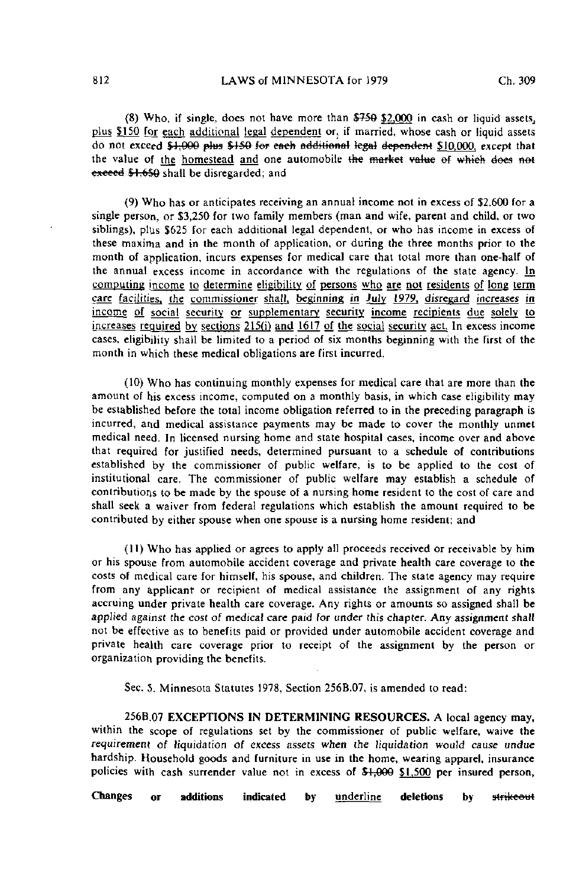(8) Who, if single, does not have more than ~~$750~~ <u>$2,000</u> in cash or liquid assets, <u>plus $150 for each additional legal dependent</u> or, if married, whose cash or liquid assets do not exceed ~~$1,000 plus $150 for each additional legal dependent~~ <u>$10,000</u>, except that the value of <u>the homestead and</u> one automobile ~~the market value of which does not exceed $1,650~~ shall be disregarded; and

(9) Who has or anticipates receiving an annual income not in excess of $2,600 for a single person, or $3,250 for two family members (man and wife, parent and child, or two siblings), plus $625 for each additional legal dependent, or who has income in excess of these maxima and in the month of application, or during the three months prior to the month of application, incurs expenses for medical care that total more than one-half of the annual excess income in accordance with the regulations of the state agency. <u>In computing income to determine eligibility of persons who are not residents of long term care facilities, the commissioner shall, beginning in July 1979, disregard increases in income of social security or supplementary security income recipients due solely to increases required by sections 215(i) and 1617 of the social security act.</u> In excess income cases, eligibility shall be limited to a period of six months beginning with the first of the month in which these medical obligations are first incurred.

(10) Who has continuing monthly expenses for medical care that are more than the amount of his excess income, computed on a monthly basis, in which case eligibility may be established before the total income obligation referred to in the preceding paragraph is incurred, and medical assistance payments may be made to cover the monthly unmet medical need. In licensed nursing home and state hospital cases, income over and above that required for justified needs, determined pursuant to a schedule of contributions established by the commissioner of public welfare, is to be applied to the cost of institutional care. The commissioner of public welfare may establish a schedule of contributions to be made by the spouse of a nursing home resident to the cost of care and shall seek a waiver from federal regulations which establish the amount required to be contributed by either spouse when one spouse is a nursing home resident; and

(11) Who has applied or agrees to apply all proceeds received or receivable by him or his spouse from automobile accident coverage and private health care coverage to the costs of medical care for himself, his spouse, and children. The state agency may require from any applicant or recipient of medical assistance the assignment of any rights accruing under private health care coverage. Any rights or amounts so assigned shall be applied against the cost of medical care paid for under this chapter. Any assignment shall not be effective as to benefits paid or provided under automobile accident coverage and private health care coverage prior to receipt of the assignment by the person or organization providing the benefits.

Sec. 5. Minnesota Statutes 1978, Section 256B.07, is amended to read:

256B.07 **EXCEPTIONS IN DETERMINING RESOURCES.** A local agency may, within the scope of regulations set by the commissioner of public welfare, waive the requirement of liquidation of excess assets when the liquidation would cause undue hardship. Household goods and furniture in use in the home, wearing apparel, insurance policies with cash surrender value not in excess of ~~$1,000~~ <u>$1,500</u> per insured person,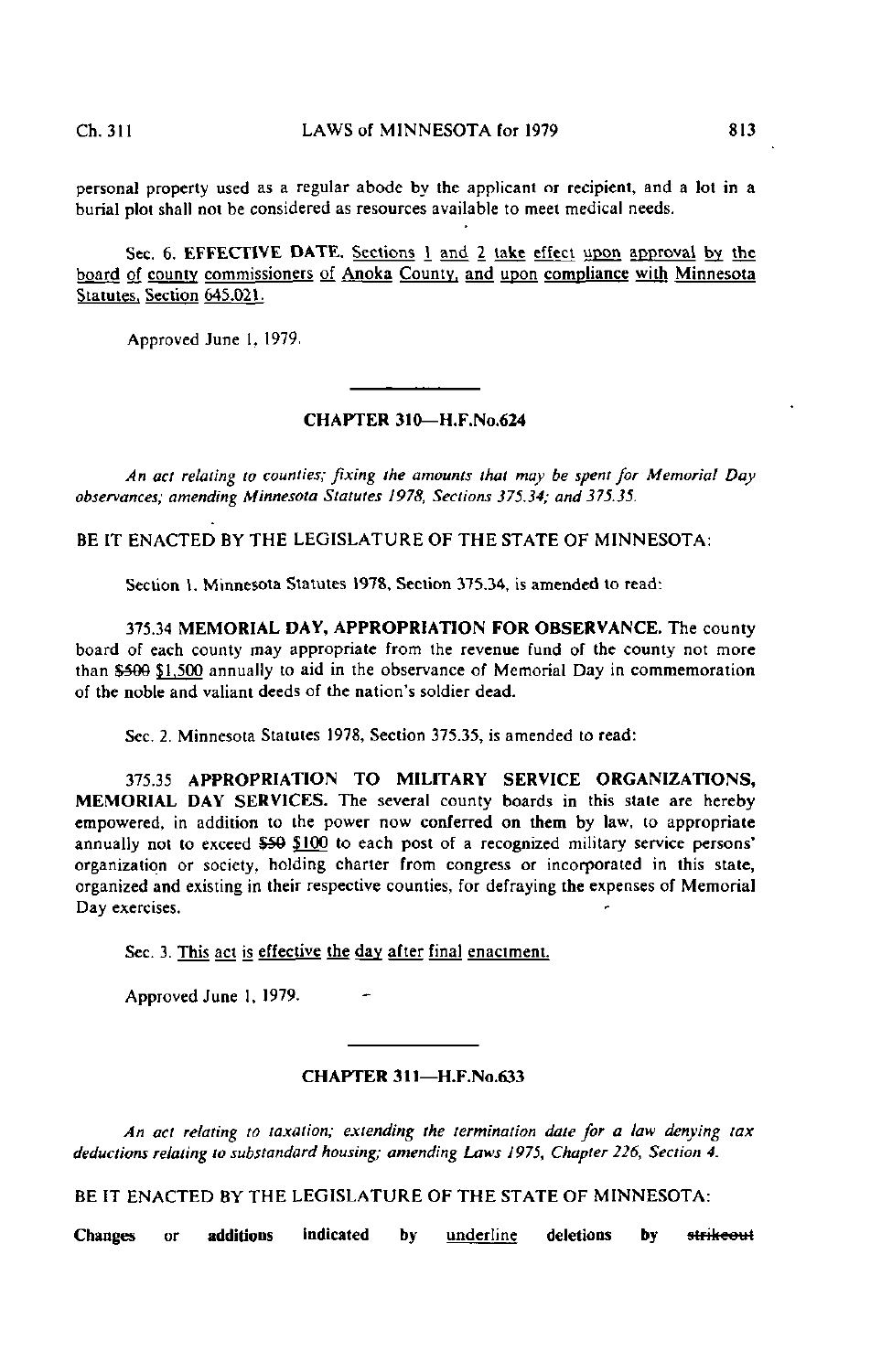personal property used as a regular abode by the applicant or recipient, and a lot in a burial plot shall not be considered as resources available to meet medical needs.

Sec. 6. **EFFECTIVE DATE.** Sections 1 and 2 take effect upon approval by the board of county commissioners of Anoka County, and upon compliance with Minnesota Statutes, Section 645.021.

Approved June 1, 1979.

## CHAPTER 310—H.F.No.624

*An act relating to counties; fixing the amounts that may be spent for Memorial Day observances; amending Minnesota Statutes 1978, Sections 375.34; and 375.35.*

BE IT ENACTED BY THE LEGISLATURE OF THE STATE OF MINNESOTA:

Section 1. Minnesota Statutes 1978, Section 375.34, is amended to read:

375.34 **MEMORIAL DAY, APPROPRIATION FOR OBSERVANCE.** The county board of each county may appropriate from the revenue fund of the county not more than ~~$500~~ $1,500 annually to aid in the observance of Memorial Day in commemoration of the noble and valiant deeds of the nation's soldier dead.

Sec. 2. Minnesota Statutes 1978, Section 375.35, is amended to read:

375.35 **APPROPRIATION TO MILITARY SERVICE ORGANIZATIONS, MEMORIAL DAY SERVICES.** The several county boards in this state are hereby empowered, in addition to the power now conferred on them by law, to appropriate annually not to exceed ~~$50~~ $100 to each post of a recognized military service persons' organization or society, holding charter from congress or incorporated in this state, organized and existing in their respective counties, for defraying the expenses of Memorial Day exercises.

Sec. 3. This act is effective the day after final enactment.

Approved June 1, 1979.

## CHAPTER 311—H.F.No.633

*An act relating to taxation; extending the termination date for a law denying tax deductions relating to substandard housing; amending Laws 1975, Chapter 226, Section 4.*

BE IT ENACTED BY THE LEGISLATURE OF THE STATE OF MINNESOTA:

**Changes or additions indicated by underline deletions by ~~strikeout~~**